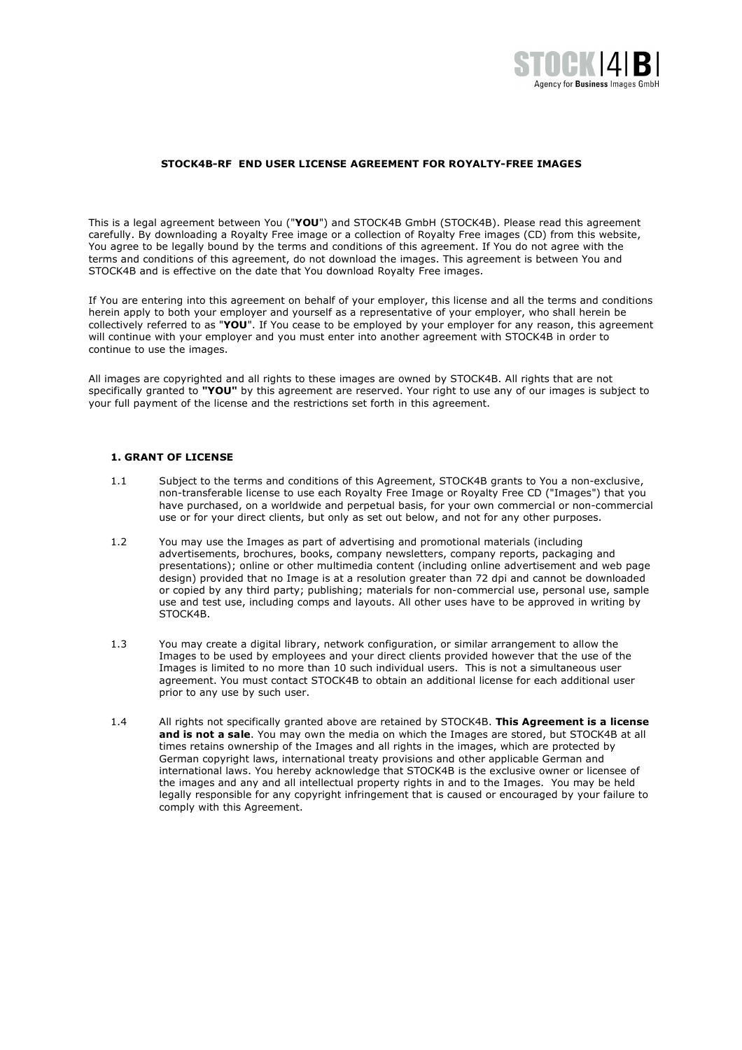STOCK|4|B| Agency for Business Images GmbH

# STOCK4B-RF END USER LICENSE AGREEMENT FOR ROYALTY-FREE IMAGES

This is a legal agreement between You ("**YOU**") and STOCK4B GmbH (STOCK4B). Please read this agreement carefully. By downloading a Royalty Free image or a collection of Royalty Free images (CD) from this website, You agree to be legally bound by the terms and conditions of this agreement. If You do not agree with the terms and conditions of this agreement, do not download the images. This agreement is between You and STOCK4B and is effective on the date that You download Royalty Free images.

If You are entering into this agreement on behalf of your employer, this license and all the terms and conditions herein apply to both your employer and yourself as a representative of your employer, who shall herein be collectively referred to as "**YOU**". If You cease to be employed by your employer for any reason, this agreement will continue with your employer and you must enter into another agreement with STOCK4B in order to continue to use the images.

All images are copyrighted and all rights to these images are owned by STOCK4B. All rights that are not specifically granted to **"YOU"** by this agreement are reserved. Your right to use any of our images is subject to your full payment of the license and the restrictions set forth in this agreement.

## 1. GRANT OF LICENSE

1.1 Subject to the terms and conditions of this Agreement, STOCK4B grants to You a non-exclusive, non-transferable license to use each Royalty Free Image or Royalty Free CD ("Images") that you have purchased, on a worldwide and perpetual basis, for your own commercial or non-commercial use or for your direct clients, but only as set out below, and not for any other purposes.

1.2 You may use the Images as part of advertising and promotional materials (including advertisements, brochures, books, company newsletters, company reports, packaging and presentations); online or other multimedia content (including online advertisement and web page design) provided that no Image is at a resolution greater than 72 dpi and cannot be downloaded or copied by any third party; publishing; materials for non-commercial use, personal use, sample use and test use, including comps and layouts. All other uses have to be approved in writing by STOCK4B.

1.3 You may create a digital library, network configuration, or similar arrangement to allow the Images to be used by employees and your direct clients provided however that the use of the Images is limited to no more than 10 such individual users. This is not a simultaneous user agreement. You must contact STOCK4B to obtain an additional license for each additional user prior to any use by such user.

1.4 All rights not specifically granted above are retained by STOCK4B. **This Agreement is a license and is not a sale**. You may own the media on which the Images are stored, but STOCK4B at all times retains ownership of the Images and all rights in the images, which are protected by German copyright laws, international treaty provisions and other applicable German and international laws. You hereby acknowledge that STOCK4B is the exclusive owner or licensee of the images and any and all intellectual property rights in and to the Images. You may be held legally responsible for any copyright infringement that is caused or encouraged by your failure to comply with this Agreement.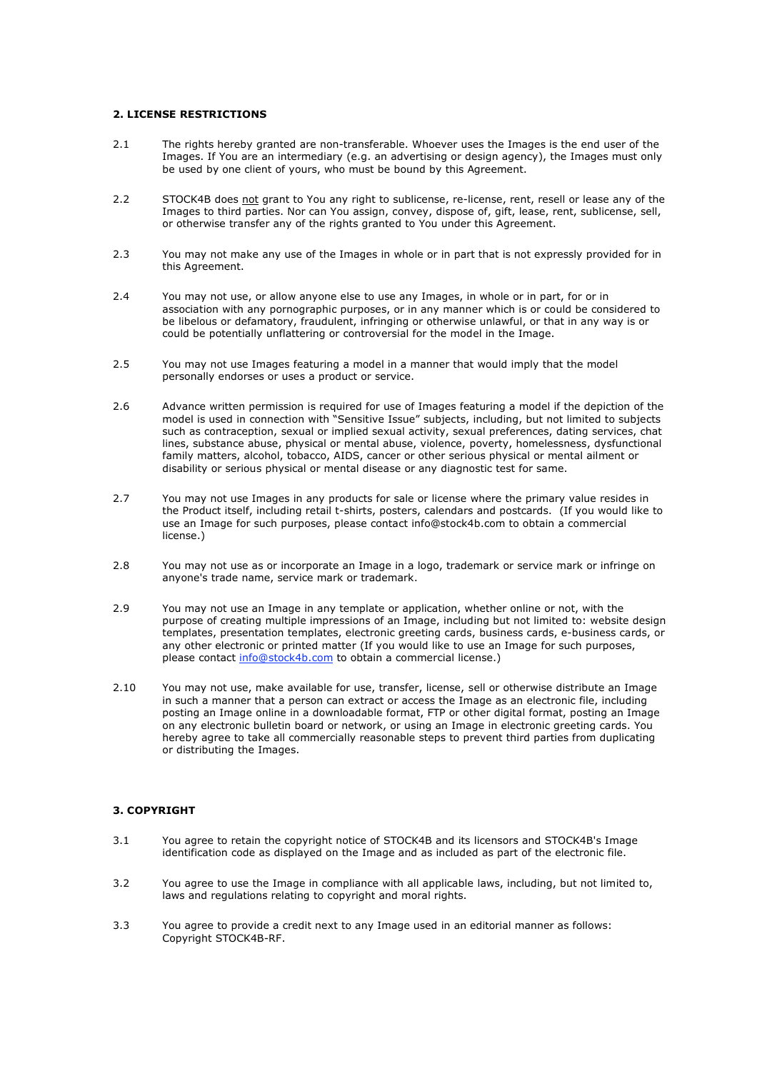## 2. LICENSE RESTRICTIONS

2.1 The rights hereby granted are non-transferable. Whoever uses the Images is the end user of the Images. If You are an intermediary (e.g. an advertising or design agency), the Images must only be used by one client of yours, who must be bound by this Agreement.

2.2 STOCK4B does not grant to You any right to sublicense, re-license, rent, resell or lease any of the Images to third parties. Nor can You assign, convey, dispose of, gift, lease, rent, sublicense, sell, or otherwise transfer any of the rights granted to You under this Agreement.

2.3 You may not make any use of the Images in whole or in part that is not expressly provided for in this Agreement.

2.4 You may not use, or allow anyone else to use any Images, in whole or in part, for or in association with any pornographic purposes, or in any manner which is or could be considered to be libelous or defamatory, fraudulent, infringing or otherwise unlawful, or that in any way is or could be potentially unflattering or controversial for the model in the Image.

2.5 You may not use Images featuring a model in a manner that would imply that the model personally endorses or uses a product or service.

2.6 Advance written permission is required for use of Images featuring a model if the depiction of the model is used in connection with "Sensitive Issue" subjects, including, but not limited to subjects such as contraception, sexual or implied sexual activity, sexual preferences, dating services, chat lines, substance abuse, physical or mental abuse, violence, poverty, homelessness, dysfunctional family matters, alcohol, tobacco, AIDS, cancer or other serious physical or mental ailment or disability or serious physical or mental disease or any diagnostic test for same.

2.7 You may not use Images in any products for sale or license where the primary value resides in the Product itself, including retail t-shirts, posters, calendars and postcards. (If you would like to use an Image for such purposes, please contact info@stock4b.com to obtain a commercial license.)

2.8 You may not use as or incorporate an Image in a logo, trademark or service mark or infringe on anyone's trade name, service mark or trademark.

2.9 You may not use an Image in any template or application, whether online or not, with the purpose of creating multiple impressions of an Image, including but not limited to: website design templates, presentation templates, electronic greeting cards, business cards, e-business cards, or any other electronic or printed matter (If you would like to use an Image for such purposes, please contact info@stock4b.com to obtain a commercial license.)

2.10 You may not use, make available for use, transfer, license, sell or otherwise distribute an Image in such a manner that a person can extract or access the Image as an electronic file, including posting an Image online in a downloadable format, FTP or other digital format, posting an Image on any electronic bulletin board or network, or using an Image in electronic greeting cards. You hereby agree to take all commercially reasonable steps to prevent third parties from duplicating or distributing the Images.

## 3. COPYRIGHT

3.1 You agree to retain the copyright notice of STOCK4B and its licensors and STOCK4B's Image identification code as displayed on the Image and as included as part of the electronic file.

3.2 You agree to use the Image in compliance with all applicable laws, including, but not limited to, laws and regulations relating to copyright and moral rights.

3.3 You agree to provide a credit next to any Image used in an editorial manner as follows: Copyright STOCK4B-RF.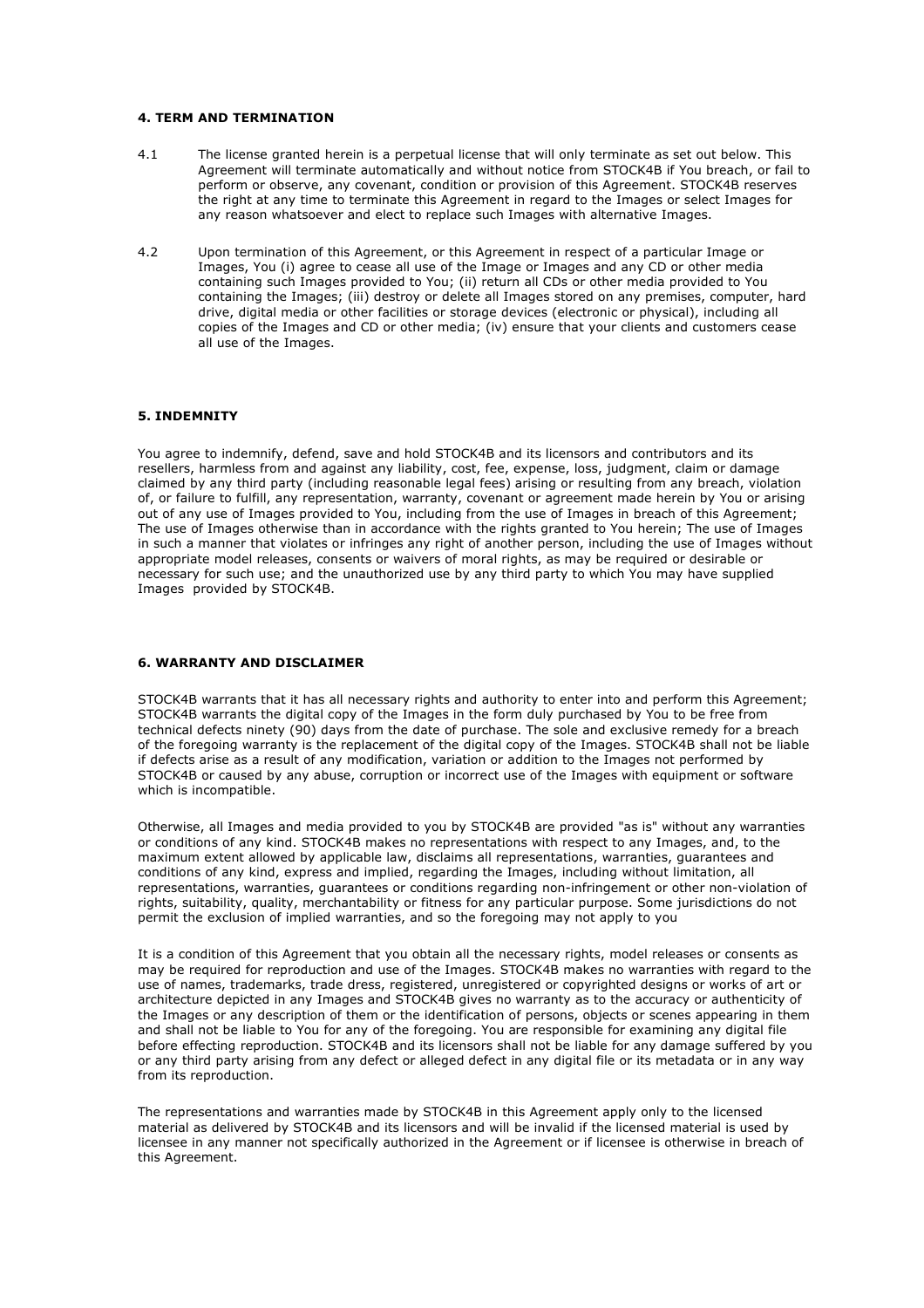**4. TERM AND TERMINATION**

4.1 The license granted herein is a perpetual license that will only terminate as set out below. This Agreement will terminate automatically and without notice from STOCK4B if You breach, or fail to perform or observe, any covenant, condition or provision of this Agreement. STOCK4B reserves the right at any time to terminate this Agreement in regard to the Images or select Images for any reason whatsoever and elect to replace such Images with alternative Images.

4.2 Upon termination of this Agreement, or this Agreement in respect of a particular Image or Images, You (i) agree to cease all use of the Image or Images and any CD or other media containing such Images provided to You; (ii) return all CDs or other media provided to You containing the Images; (iii) destroy or delete all Images stored on any premises, computer, hard drive, digital media or other facilities or storage devices (electronic or physical), including all copies of the Images and CD or other media; (iv) ensure that your clients and customers cease all use of the Images.

**5. INDEMNITY**

You agree to indemnify, defend, save and hold STOCK4B and its licensors and contributors and its resellers, harmless from and against any liability, cost, fee, expense, loss, judgment, claim or damage claimed by any third party (including reasonable legal fees) arising or resulting from any breach, violation of, or failure to fulfill, any representation, warranty, covenant or agreement made herein by You or arising out of any use of Images provided to You, including from the use of Images in breach of this Agreement; The use of Images otherwise than in accordance with the rights granted to You herein; The use of Images in such a manner that violates or infringes any right of another person, including the use of Images without appropriate model releases, consents or waivers of moral rights, as may be required or desirable or necessary for such use; and the unauthorized use by any third party to which You may have supplied Images provided by STOCK4B.

**6. WARRANTY AND DISCLAIMER**

STOCK4B warrants that it has all necessary rights and authority to enter into and perform this Agreement; STOCK4B warrants the digital copy of the Images in the form duly purchased by You to be free from technical defects ninety (90) days from the date of purchase. The sole and exclusive remedy for a breach of the foregoing warranty is the replacement of the digital copy of the Images. STOCK4B shall not be liable if defects arise as a result of any modification, variation or addition to the Images not performed by STOCK4B or caused by any abuse, corruption or incorrect use of the Images with equipment or software which is incompatible.

Otherwise, all Images and media provided to you by STOCK4B are provided "as is" without any warranties or conditions of any kind. STOCK4B makes no representations with respect to any Images, and, to the maximum extent allowed by applicable law, disclaims all representations, warranties, guarantees and conditions of any kind, express and implied, regarding the Images, including without limitation, all representations, warranties, guarantees or conditions regarding non-infringement or other non-violation of rights, suitability, quality, merchantability or fitness for any particular purpose. Some jurisdictions do not permit the exclusion of implied warranties, and so the foregoing may not apply to you

It is a condition of this Agreement that you obtain all the necessary rights, model releases or consents as may be required for reproduction and use of the Images. STOCK4B makes no warranties with regard to the use of names, trademarks, trade dress, registered, unregistered or copyrighted designs or works of art or architecture depicted in any Images and STOCK4B gives no warranty as to the accuracy or authenticity of the Images or any description of them or the identification of persons, objects or scenes appearing in them and shall not be liable to You for any of the foregoing. You are responsible for examining any digital file before effecting reproduction. STOCK4B and its licensors shall not be liable for any damage suffered by you or any third party arising from any defect or alleged defect in any digital file or its metadata or in any way from its reproduction.

The representations and warranties made by STOCK4B in this Agreement apply only to the licensed material as delivered by STOCK4B and its licensors and will be invalid if the licensed material is used by licensee in any manner not specifically authorized in the Agreement or if licensee is otherwise in breach of this Agreement.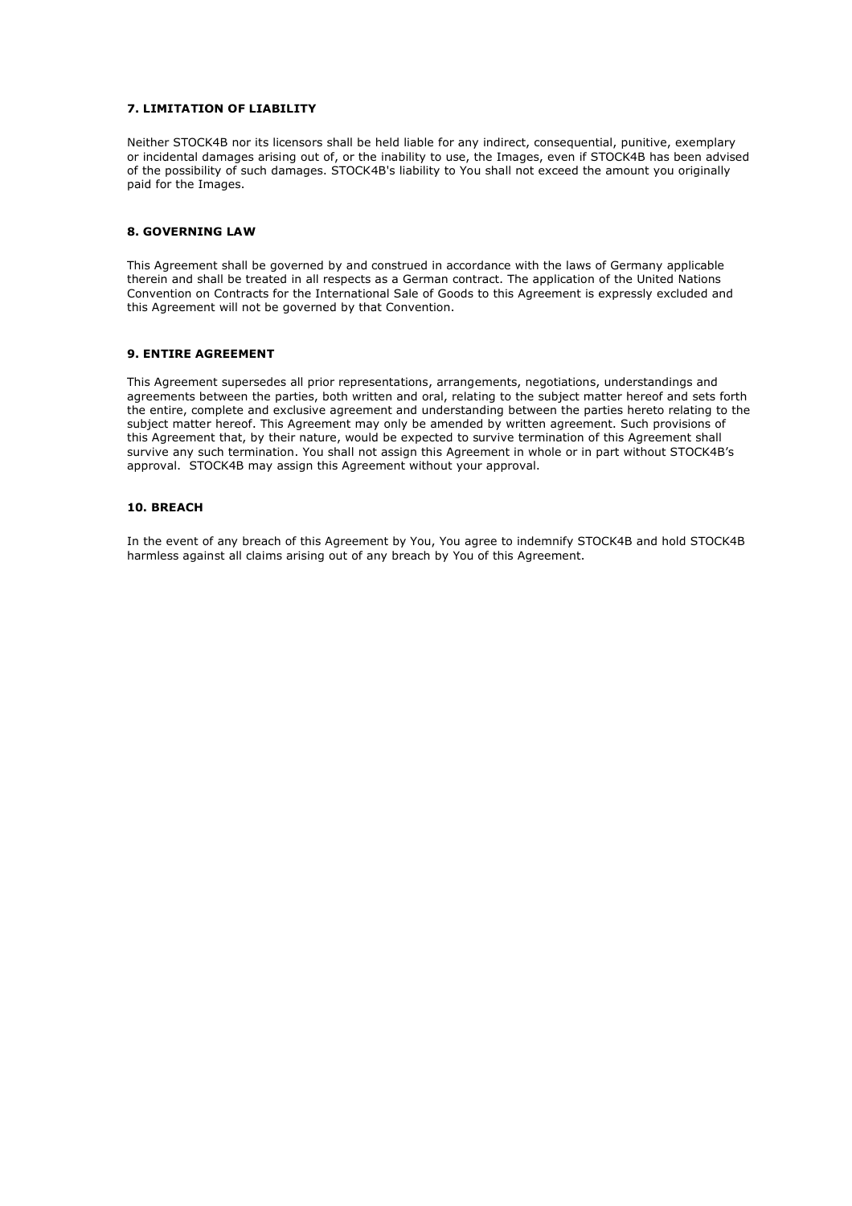### 7. LIMITATION OF LIABILITY

Neither STOCK4B nor its licensors shall be held liable for any indirect, consequential, punitive, exemplary or incidental damages arising out of, or the inability to use, the Images, even if STOCK4B has been advised of the possibility of such damages. STOCK4B's liability to You shall not exceed the amount you originally paid for the Images.

### 8. GOVERNING LAW

This Agreement shall be governed by and construed in accordance with the laws of Germany applicable therein and shall be treated in all respects as a German contract. The application of the United Nations Convention on Contracts for the International Sale of Goods to this Agreement is expressly excluded and this Agreement will not be governed by that Convention.

### 9. ENTIRE AGREEMENT

This Agreement supersedes all prior representations, arrangements, negotiations, understandings and agreements between the parties, both written and oral, relating to the subject matter hereof and sets forth the entire, complete and exclusive agreement and understanding between the parties hereto relating to the subject matter hereof. This Agreement may only be amended by written agreement. Such provisions of this Agreement that, by their nature, would be expected to survive termination of this Agreement shall survive any such termination. You shall not assign this Agreement in whole or in part without STOCK4B's approval. STOCK4B may assign this Agreement without your approval.

### 10. BREACH

In the event of any breach of this Agreement by You, You agree to indemnify STOCK4B and hold STOCK4B harmless against all claims arising out of any breach by You of this Agreement.